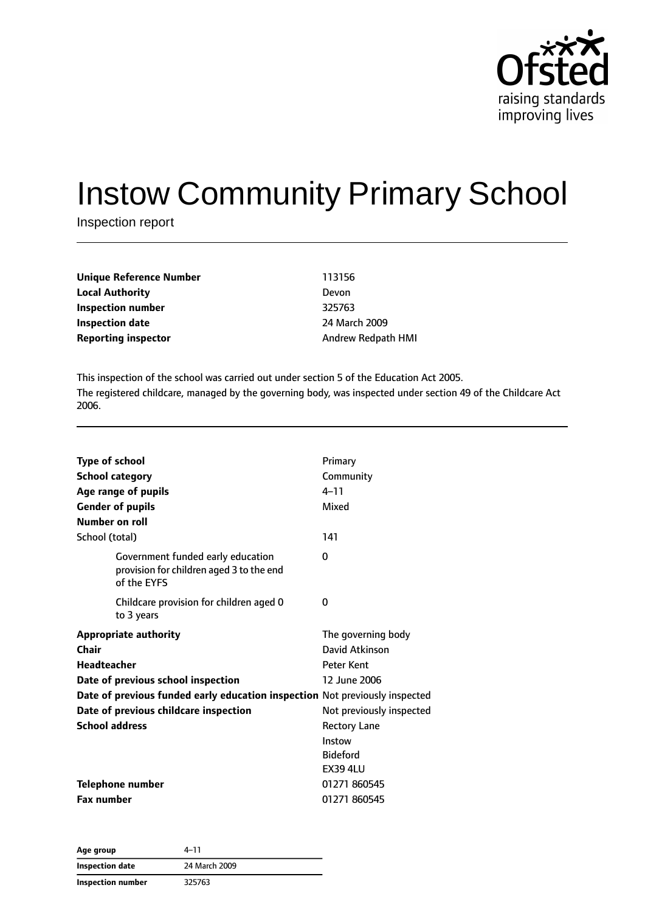# Instow Community Primary School

Inspection report

| | |
|---|---|
| **Unique Reference Number** | 113156 |
| **Local Authority** | Devon |
| **Inspection number** | 325763 |
| **Inspection date** | 24 March 2009 |
| **Reporting inspector** | Andrew Redpath HMI |

This inspection of the school was carried out under section 5 of the Education Act 2005.

The registered childcare, managed by the governing body, was inspected under section 49 of the Childcare Act 2006.

| | |
|---|---|
| **Type of school** | Primary |
| **School category** | Community |
| **Age range of pupils** | 4–11 |
| **Gender of pupils** | Mixed |
| **Number on roll** | |
| School (total) | 141 |
| Government funded early education provision for children aged 3 to the end of the EYFS | 0 |
| Childcare provision for children aged 0 to 3 years | 0 |
| **Appropriate authority** | The governing body |
| **Chair** | David Atkinson |
| **Headteacher** | Peter Kent |
| **Date of previous school inspection** | 12 June 2006 |
| **Date of previous funded early education inspection** | Not previously inspected |
| **Date of previous childcare inspection** | Not previously inspected |
| **School address** | Rectory Lane<br>Instow<br>Bideford<br>EX39 4LU |
| **Telephone number** | 01271 860545 |
| **Fax number** | 01271 860545 |

| | |
|---|---|
| **Age group** | 4–11 |
| **Inspection date** | 24 March 2009 |
| **Inspection number** | 325763 |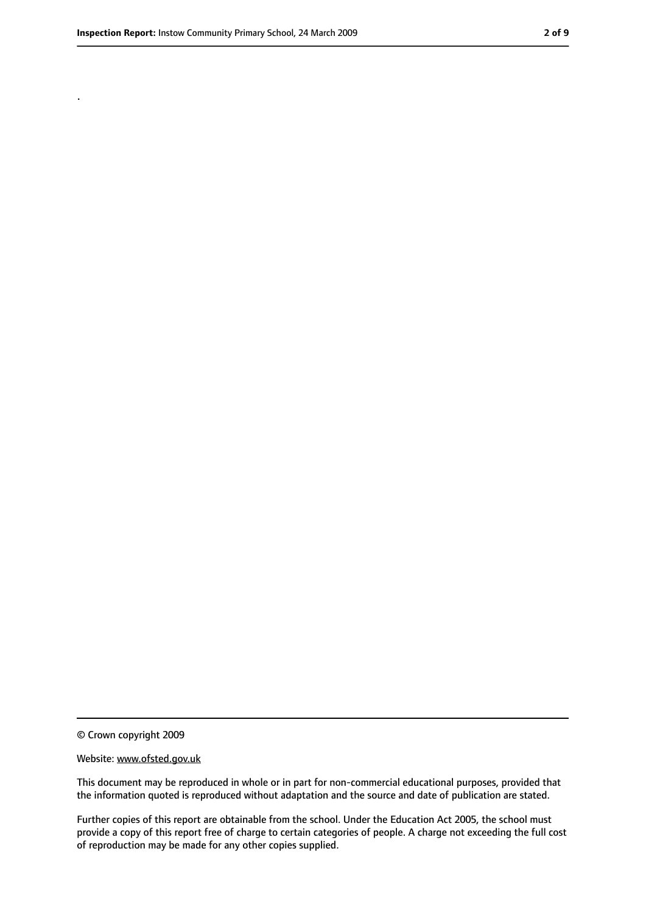.

© Crown copyright 2009

Website: www.ofsted.gov.uk

This document may be reproduced in whole or in part for non-commercial educational purposes, provided that the information quoted is reproduced without adaptation and the source and date of publication are stated.

Further copies of this report are obtainable from the school. Under the Education Act 2005, the school must provide a copy of this report free of charge to certain categories of people. A charge not exceeding the full cost of reproduction may be made for any other copies supplied.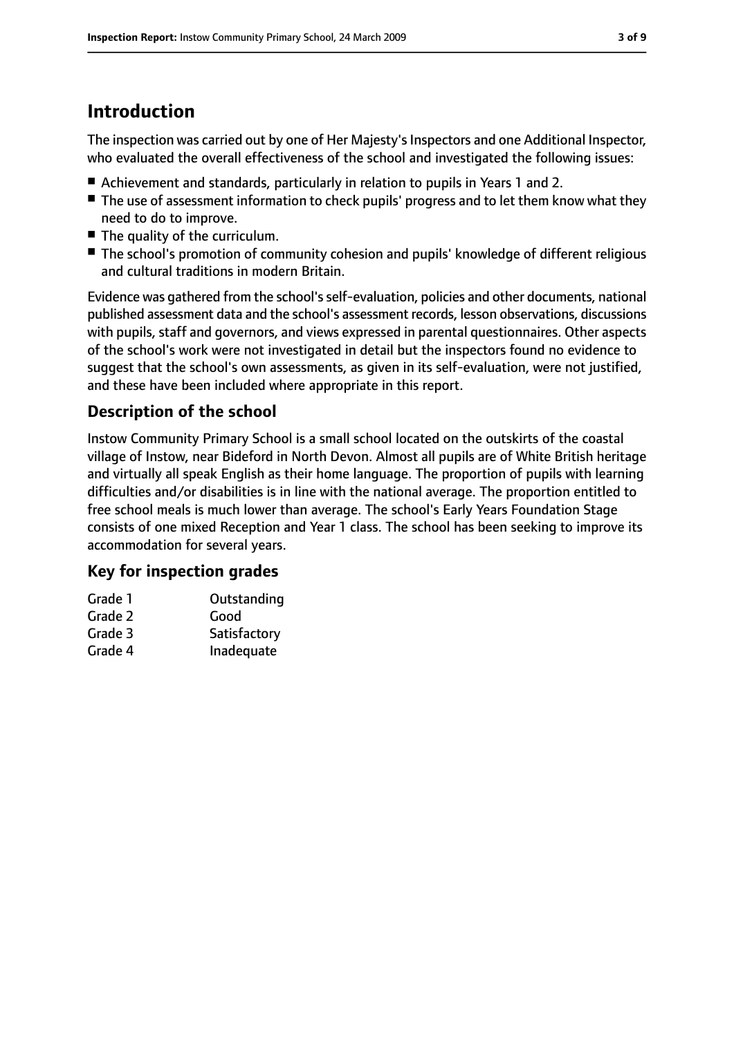## Introduction

The inspection was carried out by one of Her Majesty's Inspectors and one Additional Inspector, who evaluated the overall effectiveness of the school and investigated the following issues:

- Achievement and standards, particularly in relation to pupils in Years 1 and 2.
- The use of assessment information to check pupils' progress and to let them know what they need to do to improve.
- The quality of the curriculum.
- The school's promotion of community cohesion and pupils' knowledge of different religious and cultural traditions in modern Britain.

Evidence was gathered from the school's self-evaluation, policies and other documents, national published assessment data and the school's assessment records, lesson observations, discussions with pupils, staff and governors, and views expressed in parental questionnaires. Other aspects of the school's work were not investigated in detail but the inspectors found no evidence to suggest that the school's own assessments, as given in its self-evaluation, were not justified, and these have been included where appropriate in this report.

### Description of the school

Instow Community Primary School is a small school located on the outskirts of the coastal village of Instow, near Bideford in North Devon. Almost all pupils are of White British heritage and virtually all speak English as their home language. The proportion of pupils with learning difficulties and/or disabilities is in line with the national average. The proportion entitled to free school meals is much lower than average. The school's Early Years Foundation Stage consists of one mixed Reception and Year 1 class. The school has been seeking to improve its accommodation for several years.

### Key for inspection grades

| | |
|---|---|
| Grade 1 | Outstanding |
| Grade 2 | Good |
| Grade 3 | Satisfactory |
| Grade 4 | Inadequate |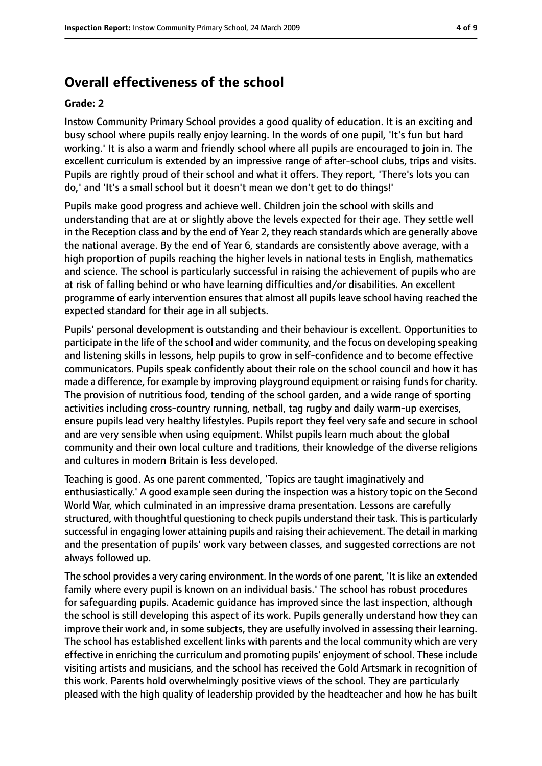# Overall effectiveness of the school

**Grade: 2**

Instow Community Primary School provides a good quality of education. It is an exciting and busy school where pupils really enjoy learning. In the words of one pupil, 'It's fun but hard working.' It is also a warm and friendly school where all pupils are encouraged to join in. The excellent curriculum is extended by an impressive range of after-school clubs, trips and visits. Pupils are rightly proud of their school and what it offers. They report, 'There's lots you can do,' and 'It's a small school but it doesn't mean we don't get to do things!'

Pupils make good progress and achieve well. Children join the school with skills and understanding that are at or slightly above the levels expected for their age. They settle well in the Reception class and by the end of Year 2, they reach standards which are generally above the national average. By the end of Year 6, standards are consistently above average, with a high proportion of pupils reaching the higher levels in national tests in English, mathematics and science. The school is particularly successful in raising the achievement of pupils who are at risk of falling behind or who have learning difficulties and/or disabilities. An excellent programme of early intervention ensures that almost all pupils leave school having reached the expected standard for their age in all subjects.

Pupils' personal development is outstanding and their behaviour is excellent. Opportunities to participate in the life of the school and wider community, and the focus on developing speaking and listening skills in lessons, help pupils to grow in self-confidence and to become effective communicators. Pupils speak confidently about their role on the school council and how it has made a difference, for example by improving playground equipment or raising funds for charity. The provision of nutritious food, tending of the school garden, and a wide range of sporting activities including cross-country running, netball, tag rugby and daily warm-up exercises, ensure pupils lead very healthy lifestyles. Pupils report they feel very safe and secure in school and are very sensible when using equipment. Whilst pupils learn much about the global community and their own local culture and traditions, their knowledge of the diverse religions and cultures in modern Britain is less developed.

Teaching is good. As one parent commented, 'Topics are taught imaginatively and enthusiastically.' A good example seen during the inspection was a history topic on the Second World War, which culminated in an impressive drama presentation. Lessons are carefully structured, with thoughtful questioning to check pupils understand their task. This is particularly successful in engaging lower attaining pupils and raising their achievement. The detail in marking and the presentation of pupils' work vary between classes, and suggested corrections are not always followed up.

The school provides a very caring environment. In the words of one parent, 'It is like an extended family where every pupil is known on an individual basis.' The school has robust procedures for safeguarding pupils. Academic guidance has improved since the last inspection, although the school is still developing this aspect of its work. Pupils generally understand how they can improve their work and, in some subjects, they are usefully involved in assessing their learning. The school has established excellent links with parents and the local community which are very effective in enriching the curriculum and promoting pupils' enjoyment of school. These include visiting artists and musicians, and the school has received the Gold Artsmark in recognition of this work. Parents hold overwhelmingly positive views of the school. They are particularly pleased with the high quality of leadership provided by the headteacher and how he has built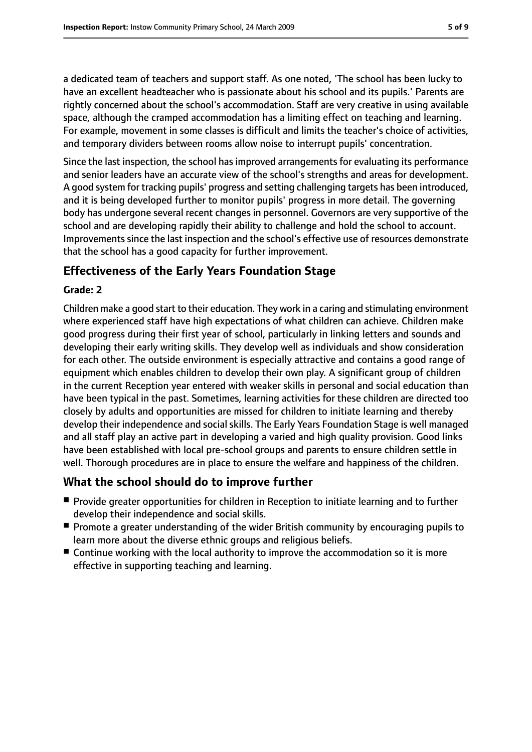a dedicated team of teachers and support staff. As one noted, 'The school has been lucky to have an excellent headteacher who is passionate about his school and its pupils.' Parents are rightly concerned about the school's accommodation. Staff are very creative in using available space, although the cramped accommodation has a limiting effect on teaching and learning. For example, movement in some classes is difficult and limits the teacher's choice of activities, and temporary dividers between rooms allow noise to interrupt pupils' concentration.

Since the last inspection, the school has improved arrangements for evaluating its performance and senior leaders have an accurate view of the school's strengths and areas for development. A good system for tracking pupils' progress and setting challenging targets has been introduced, and it is being developed further to monitor pupils' progress in more detail. The governing body has undergone several recent changes in personnel. Governors are very supportive of the school and are developing rapidly their ability to challenge and hold the school to account. Improvements since the last inspection and the school's effective use of resources demonstrate that the school has a good capacity for further improvement.

## Effectiveness of the Early Years Foundation Stage

**Grade: 2**

Children make a good start to their education. They work in a caring and stimulating environment where experienced staff have high expectations of what children can achieve. Children make good progress during their first year of school, particularly in linking letters and sounds and developing their early writing skills. They develop well as individuals and show consideration for each other. The outside environment is especially attractive and contains a good range of equipment which enables children to develop their own play. A significant group of children in the current Reception year entered with weaker skills in personal and social education than have been typical in the past. Sometimes, learning activities for these children are directed too closely by adults and opportunities are missed for children to initiate learning and thereby develop their independence and social skills. The Early Years Foundation Stage is well managed and all staff play an active part in developing a varied and high quality provision. Good links have been established with local pre-school groups and parents to ensure children settle in well. Thorough procedures are in place to ensure the welfare and happiness of the children.

## What the school should do to improve further

- Provide greater opportunities for children in Reception to initiate learning and to further develop their independence and social skills.
- Promote a greater understanding of the wider British community by encouraging pupils to learn more about the diverse ethnic groups and religious beliefs.
- Continue working with the local authority to improve the accommodation so it is more effective in supporting teaching and learning.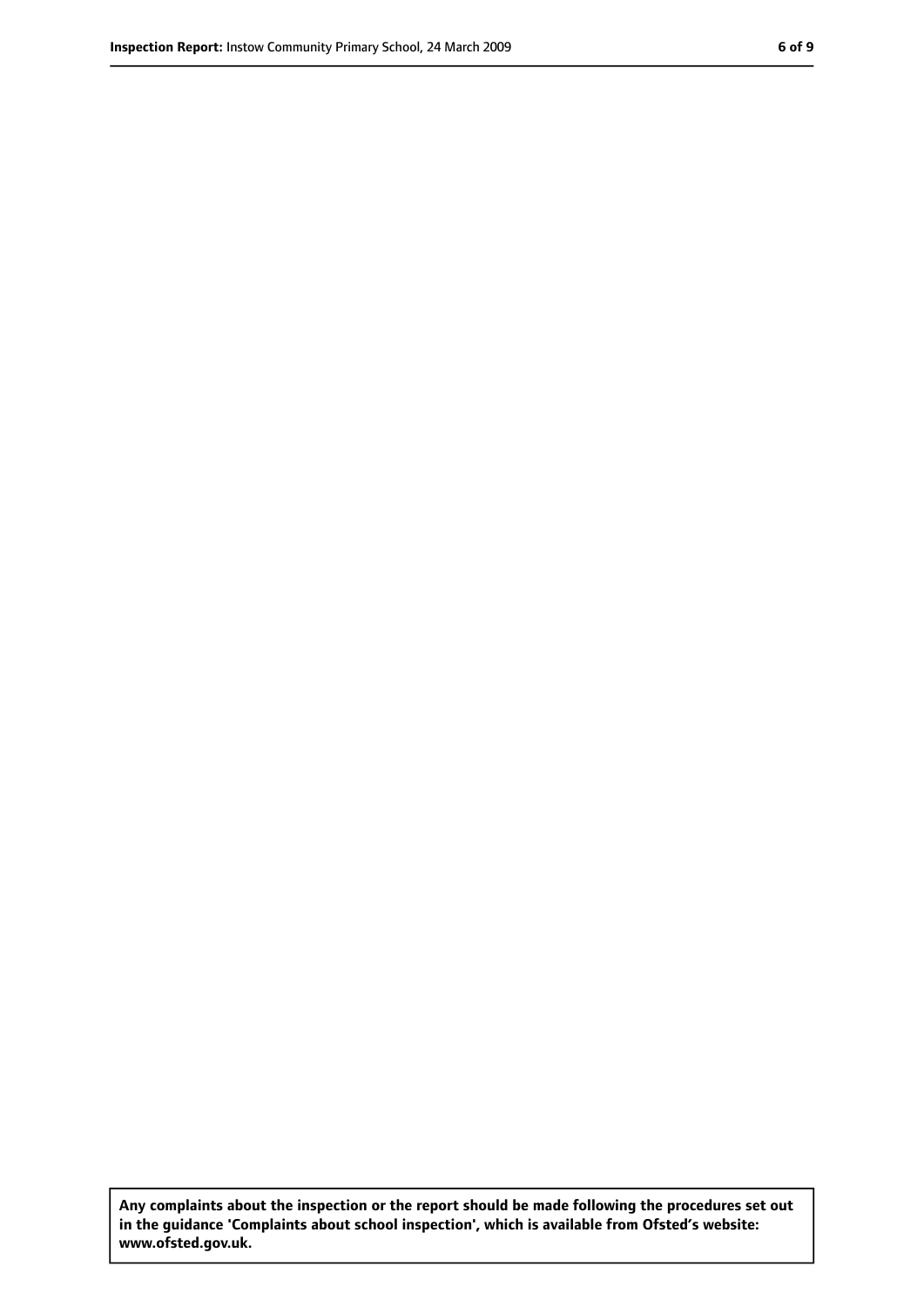**Any complaints about the inspection or the report should be made following the procedures set out in the guidance 'Complaints about school inspection', which is available from Ofsted's website: www.ofsted.gov.uk.**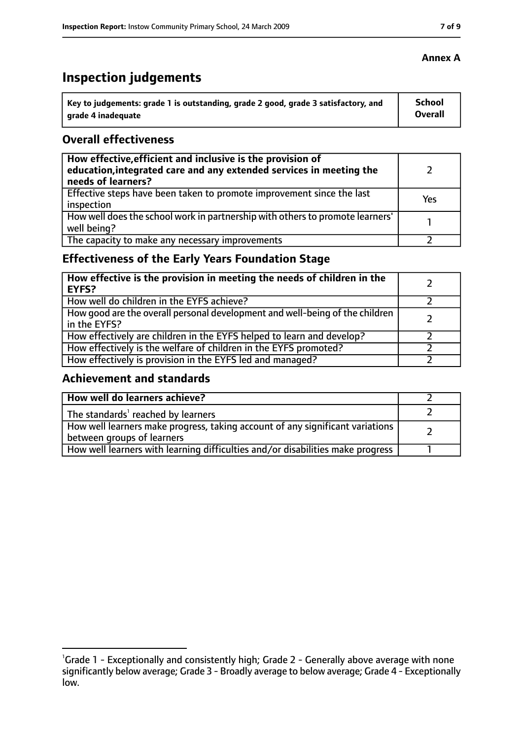**Annex A**

# Inspection judgements

| Key to judgements: grade 1 is outstanding, grade 2 good, grade 3 satisfactory, and grade 4 inadequate | School Overall |
|---|---|

## Overall effectiveness

| | |
|---|---|
| **How effective, efficient and inclusive is the provision of education, integrated care and any extended services in meeting the needs of learners?** | 2 |
| Effective steps have been taken to promote improvement since the last inspection | Yes |
| How well does the school work in partnership with others to promote learners' well being? | 1 |
| The capacity to make any necessary improvements | 2 |

## Effectiveness of the Early Years Foundation Stage

| | |
|---|---|
| **How effective is the provision in meeting the needs of children in the EYFS?** | 2 |
| How well do children in the EYFS achieve? | 2 |
| How good are the overall personal development and well-being of the children in the EYFS? | 2 |
| How effectively are children in the EYFS helped to learn and develop? | 2 |
| How effectively is the welfare of children in the EYFS promoted? | 2 |
| How effectively is provision in the EYFS led and managed? | 2 |

## Achievement and standards

| | |
|---|---|
| **How well do learners achieve?** | 2 |
| The standards[1] reached by learners | 2 |
| How well learners make progress, taking account of any significant variations between groups of learners | 2 |
| How well learners with learning difficulties and/or disabilities make progress | 1 |

[1]Grade 1 - Exceptionally and consistently high; Grade 2 - Generally above average with none significantly below average; Grade 3 - Broadly average to below average; Grade 4 - Exceptionally low.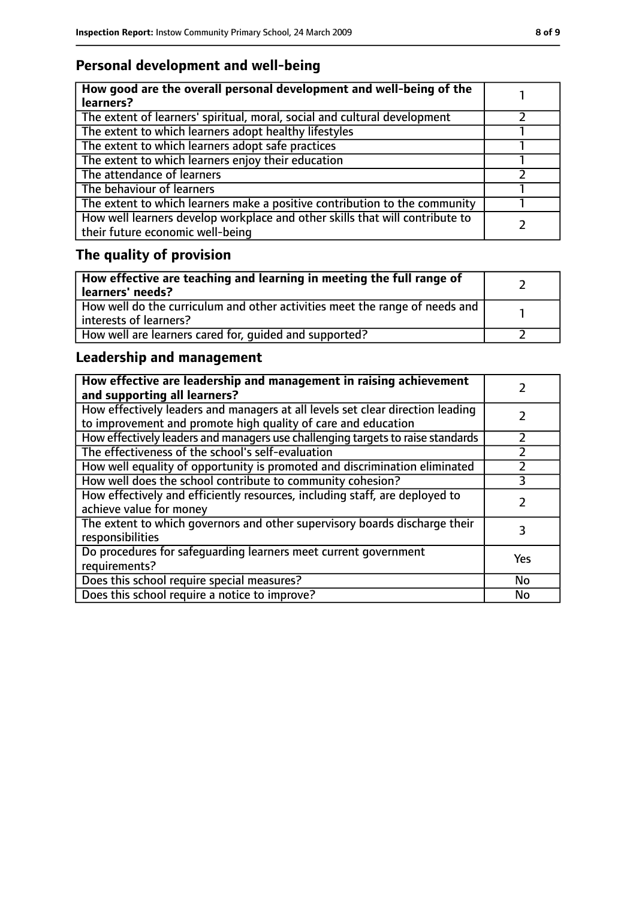## Personal development and well-being

| How good are the overall personal development and well-being of the learners? | 1 |
|---|---|
| The extent of learners' spiritual, moral, social and cultural development | 2 |
| The extent to which learners adopt healthy lifestyles | 1 |
| The extent to which learners adopt safe practices | 1 |
| The extent to which learners enjoy their education | 1 |
| The attendance of learners | 2 |
| The behaviour of learners | 1 |
| The extent to which learners make a positive contribution to the community | 1 |
| How well learners develop workplace and other skills that will contribute to their future economic well-being | 2 |

## The quality of provision

| How effective are teaching and learning in meeting the full range of learners' needs? | 2 |
|---|---|
| How well do the curriculum and other activities meet the range of needs and interests of learners? | 1 |
| How well are learners cared for, guided and supported? | 2 |

## Leadership and management

| How effective are leadership and management in raising achievement and supporting all learners? | 2 |
|---|---|
| How effectively leaders and managers at all levels set clear direction leading to improvement and promote high quality of care and education | 2 |
| How effectively leaders and managers use challenging targets to raise standards | 2 |
| The effectiveness of the school's self-evaluation | 2 |
| How well equality of opportunity is promoted and discrimination eliminated | 2 |
| How well does the school contribute to community cohesion? | 3 |
| How effectively and efficiently resources, including staff, are deployed to achieve value for money | 2 |
| The extent to which governors and other supervisory boards discharge their responsibilities | 3 |
| Do procedures for safeguarding learners meet current government requirements? | Yes |
| Does this school require special measures? | No |
| Does this school require a notice to improve? | No |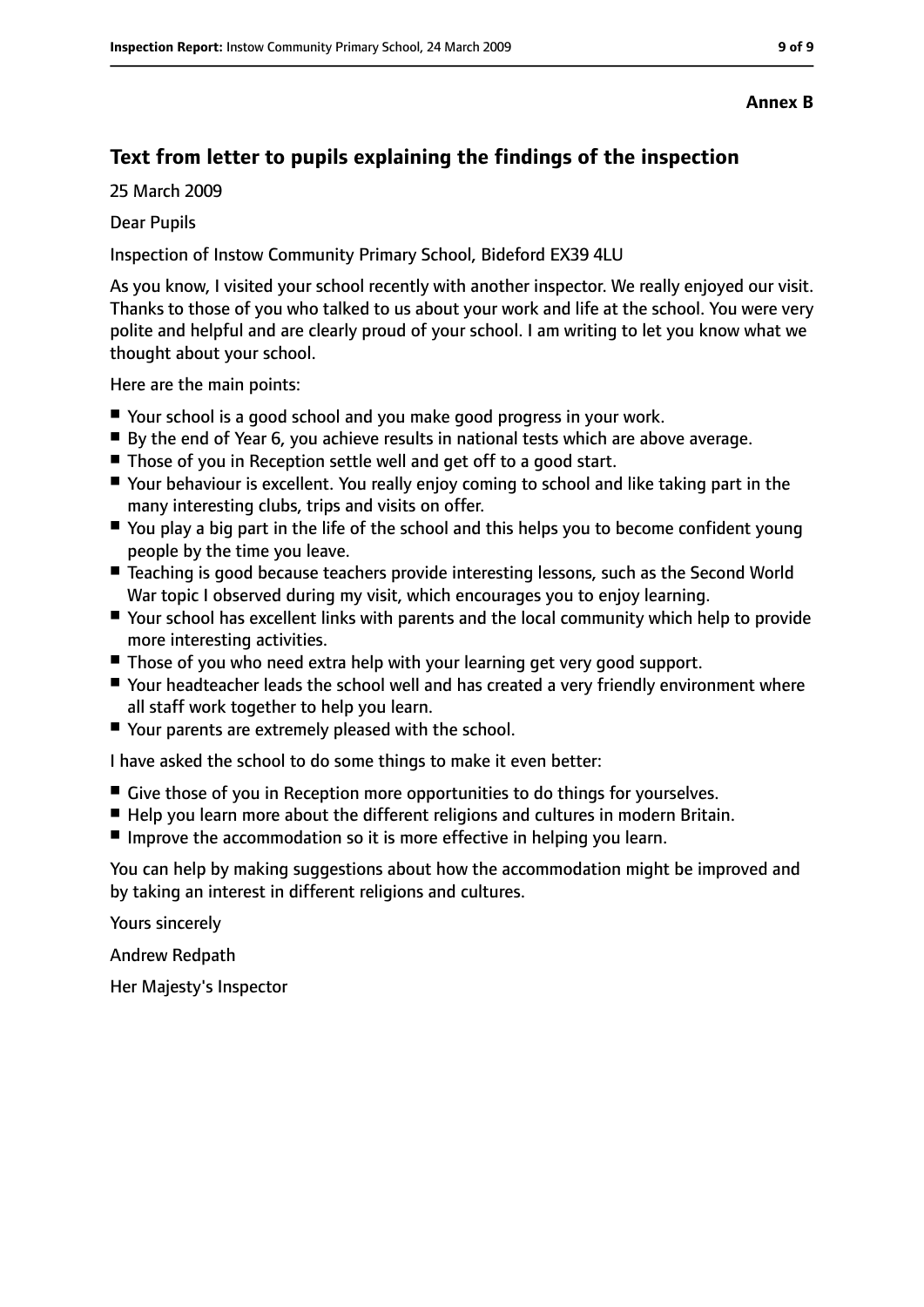**Annex B**

## Text from letter to pupils explaining the findings of the inspection

25 March 2009

Dear Pupils

Inspection of Instow Community Primary School, Bideford EX39 4LU

As you know, I visited your school recently with another inspector. We really enjoyed our visit. Thanks to those of you who talked to us about your work and life at the school. You were very polite and helpful and are clearly proud of your school. I am writing to let you know what we thought about your school.

Here are the main points:

- Your school is a good school and you make good progress in your work.
- By the end of Year 6, you achieve results in national tests which are above average.
- Those of you in Reception settle well and get off to a good start.
- Your behaviour is excellent. You really enjoy coming to school and like taking part in the many interesting clubs, trips and visits on offer.
- You play a big part in the life of the school and this helps you to become confident young people by the time you leave.
- Teaching is good because teachers provide interesting lessons, such as the Second World War topic I observed during my visit, which encourages you to enjoy learning.
- Your school has excellent links with parents and the local community which help to provide more interesting activities.
- Those of you who need extra help with your learning get very good support.
- Your headteacher leads the school well and has created a very friendly environment where all staff work together to help you learn.
- Your parents are extremely pleased with the school.

I have asked the school to do some things to make it even better:

- Give those of you in Reception more opportunities to do things for yourselves.
- Help you learn more about the different religions and cultures in modern Britain.
- Improve the accommodation so it is more effective in helping you learn.

You can help by making suggestions about how the accommodation might be improved and by taking an interest in different religions and cultures.

Yours sincerely

Andrew Redpath

Her Majesty's Inspector